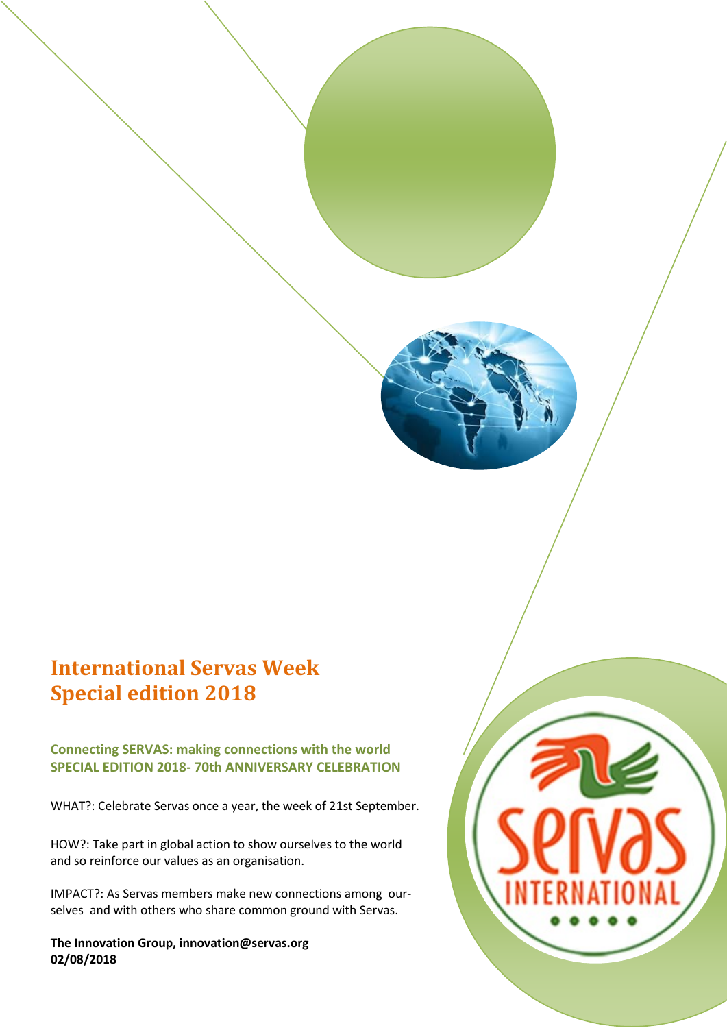# International Servas Week Special edition 2018

**Connecting SERVAS: making connections with the world**
**SPECIAL EDITION 2018- 70th ANNIVERSARY CELEBRATION**

WHAT?: Celebrate Servas once a year, the week of 21st September.

HOW?: Take part in global action to show ourselves to the world and so reinforce our values as an organisation.

IMPACT?: As Servas members make new connections among ourselves and with others who share common ground with Servas.

**The Innovation Group, innovation@servas.org**
**02/08/2018**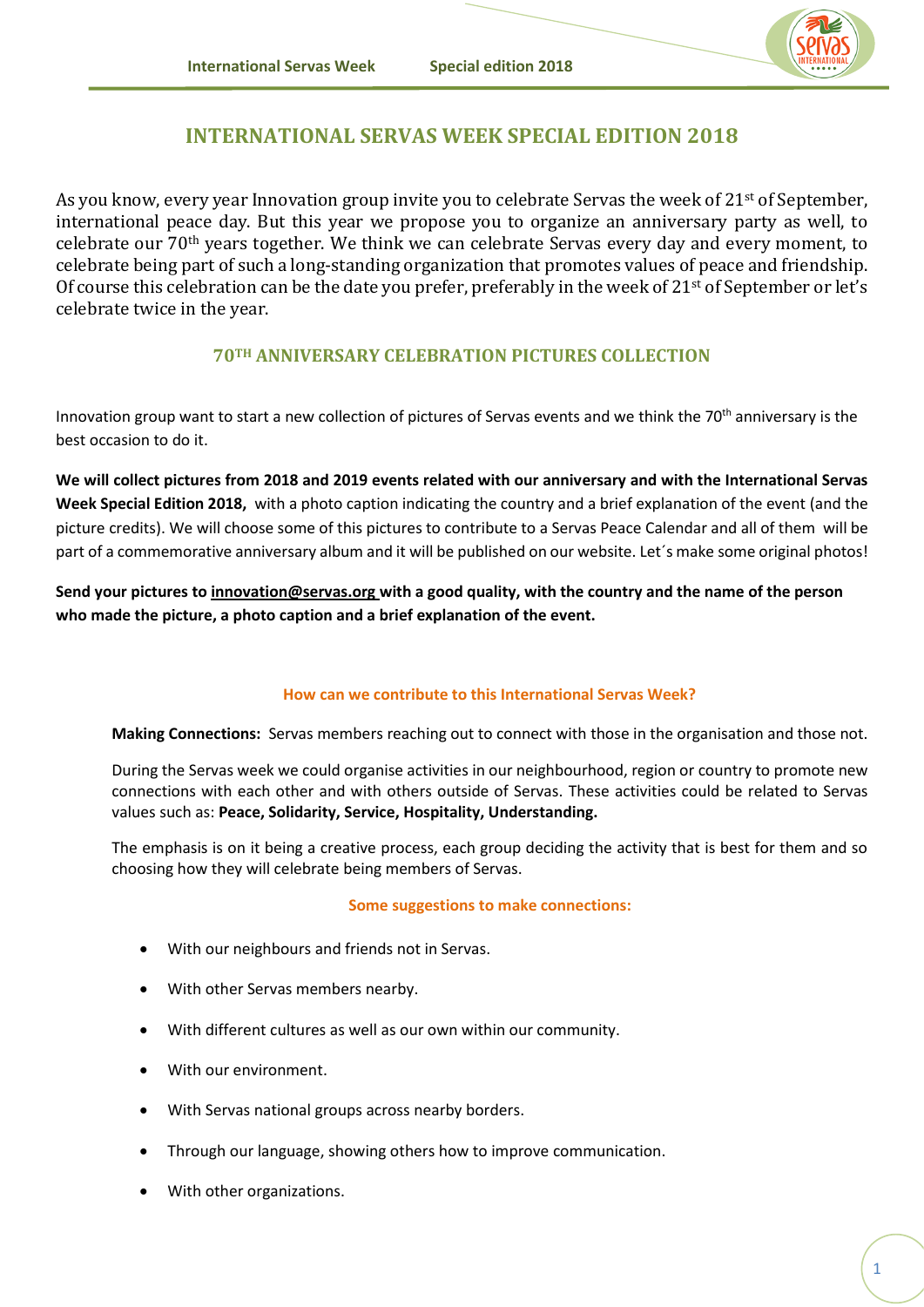# INTERNATIONAL SERVAS WEEK SPECIAL EDITION 2018

As you know, every year Innovation group invite you to celebrate Servas the week of 21st of September, international peace day. But this year we propose you to organize an anniversary party as well, to celebrate our 70th years together. We think we can celebrate Servas every day and every moment, to celebrate being part of such a long-standing organization that promotes values of peace and friendship. Of course this celebration can be the date you prefer, preferably in the week of 21st of September or let's celebrate twice in the year.

## 70TH ANNIVERSARY CELEBRATION PICTURES COLLECTION

Innovation group want to start a new collection of pictures of Servas events and we think the 70th anniversary is the best occasion to do it.

**We will collect pictures from 2018 and 2019 events related with our anniversary and with the International Servas Week Special Edition 2018,** with a photo caption indicating the country and a brief explanation of the event (and the picture credits). We will choose some of this pictures to contribute to a Servas Peace Calendar and all of them will be part of a commemorative anniversary album and it will be published on our website. Let´s make some original photos!

**Send your pictures to innovation@servas.org with a good quality, with the country and the name of the person who made the picture, a photo caption and a brief explanation of the event.**

### How can we contribute to this International Servas Week?

**Making Connections:** Servas members reaching out to connect with those in the organisation and those not.

During the Servas week we could organise activities in our neighbourhood, region or country to promote new connections with each other and with others outside of Servas. These activities could be related to Servas values such as: **Peace, Solidarity, Service, Hospitality, Understanding.**

The emphasis is on it being a creative process, each group deciding the activity that is best for them and so choosing how they will celebrate being members of Servas.

### Some suggestions to make connections:

- With our neighbours and friends not in Servas.
- With other Servas members nearby.
- With different cultures as well as our own within our community.
- With our environment.
- With Servas national groups across nearby borders.
- Through our language, showing others how to improve communication.
- With other organizations.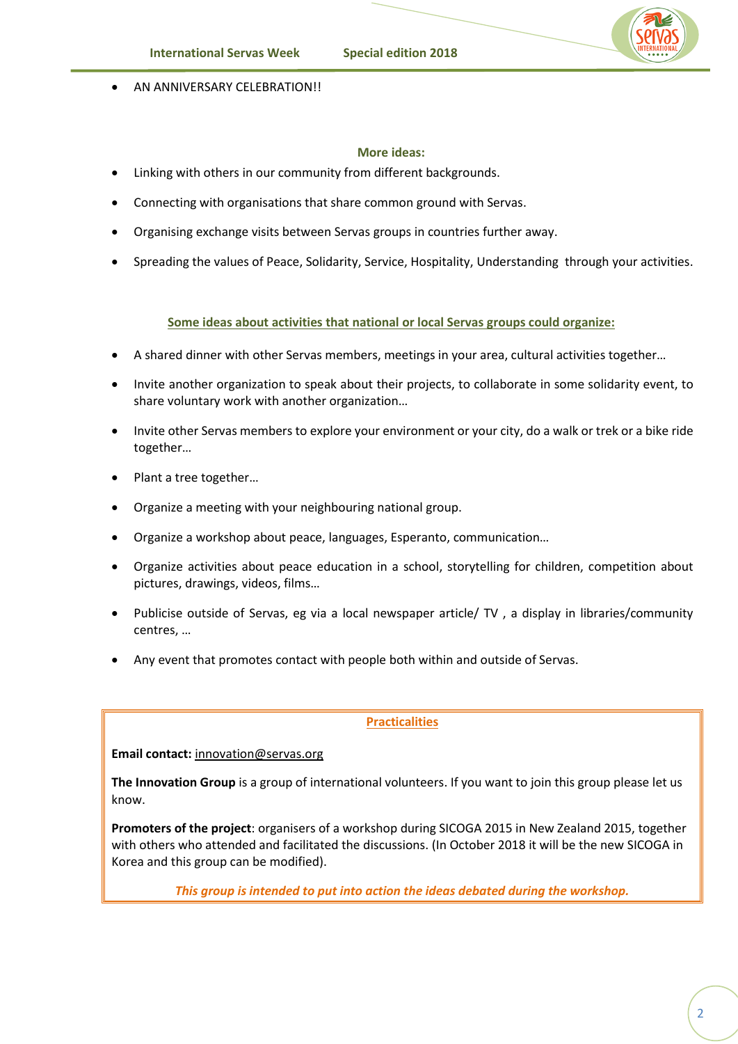- AN ANNIVERSARY CELEBRATION!!

**More ideas:**

- Linking with others in our community from different backgrounds.
- Connecting with organisations that share common ground with Servas.
- Organising exchange visits between Servas groups in countries further away.
- Spreading the values of Peace, Solidarity, Service, Hospitality, Understanding through your activities.

**Some ideas about activities that national or local Servas groups could organize:**

- A shared dinner with other Servas members, meetings in your area, cultural activities together…
- Invite another organization to speak about their projects, to collaborate in some solidarity event, to share voluntary work with another organization…
- Invite other Servas members to explore your environment or your city, do a walk or trek or a bike ride together…
- Plant a tree together…
- Organize a meeting with your neighbouring national group.
- Organize a workshop about peace, languages, Esperanto, communication…
- Organize activities about peace education in a school, storytelling for children, competition about pictures, drawings, videos, films…
- Publicise outside of Servas, eg via a local newspaper article/ TV , a display in libraries/community centres, …
- Any event that promotes contact with people both within and outside of Servas.

**Practicalities**

**Email contact:** innovation@servas.org

**The Innovation Group** is a group of international volunteers. If you want to join this group please let us know.

**Promoters of the project**: organisers of a workshop during SICOGA 2015 in New Zealand 2015, together with others who attended and facilitated the discussions. (In October 2018 it will be the new SICOGA in Korea and this group can be modified).

***This group is intended to put into action the ideas debated during the workshop.***